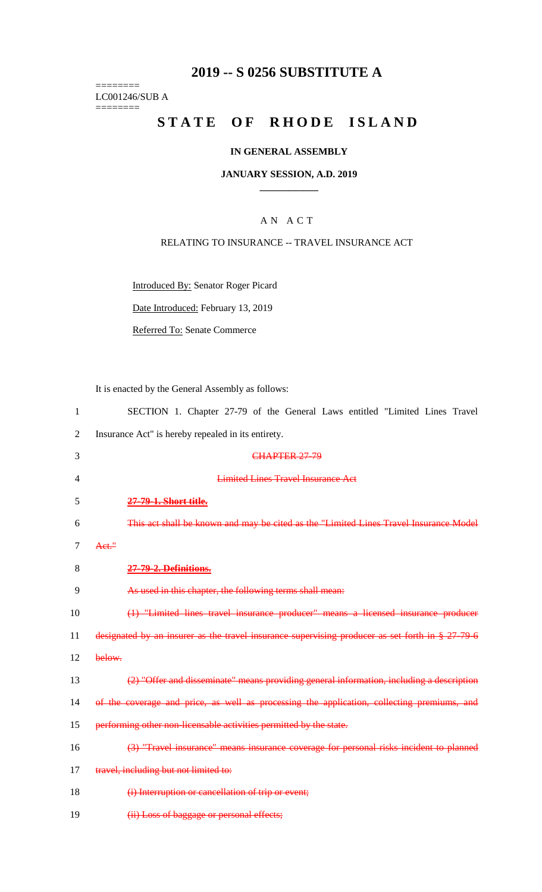# 2019 -- S 0256 SUBSTITUTE A

========
LC001246/SUB A
========

# STATE OF RHODE ISLAND

**IN GENERAL ASSEMBLY**

**JANUARY SESSION, A.D. 2019**

A N A C T

RELATING TO INSURANCE -- TRAVEL INSURANCE ACT

Introduced By: Senator Roger Picard

Date Introduced: February 13, 2019

Referred To: Senate Commerce

It is enacted by the General Assembly as follows:

SECTION 1. Chapter 27-79 of the General Laws entitled "Limited Lines Travel Insurance Act" is hereby repealed in its entirety.

~~CHAPTER 27-79~~

~~Limited Lines Travel Insurance Act~~

~~**27-79-1. Short title.**~~

~~This act shall be known and may be cited as the "Limited Lines Travel Insurance Model Act."~~

~~**27-79-2. Definitions.**~~

~~As used in this chapter, the following terms shall mean:~~

~~(1) "Limited lines travel insurance producer" means a licensed insurance producer designated by an insurer as the travel insurance supervising producer as set forth in § 27-79-6 below.~~

~~(2) "Offer and disseminate" means providing general information, including a description of the coverage and price, as well as processing the application, collecting premiums, and performing other non-licensable activities permitted by the state.~~

~~(3) "Travel insurance" means insurance coverage for personal risks incident to planned travel, including but not limited to:~~

~~(i) Interruption or cancellation of trip or event;~~

~~(ii) Loss of baggage or personal effects;~~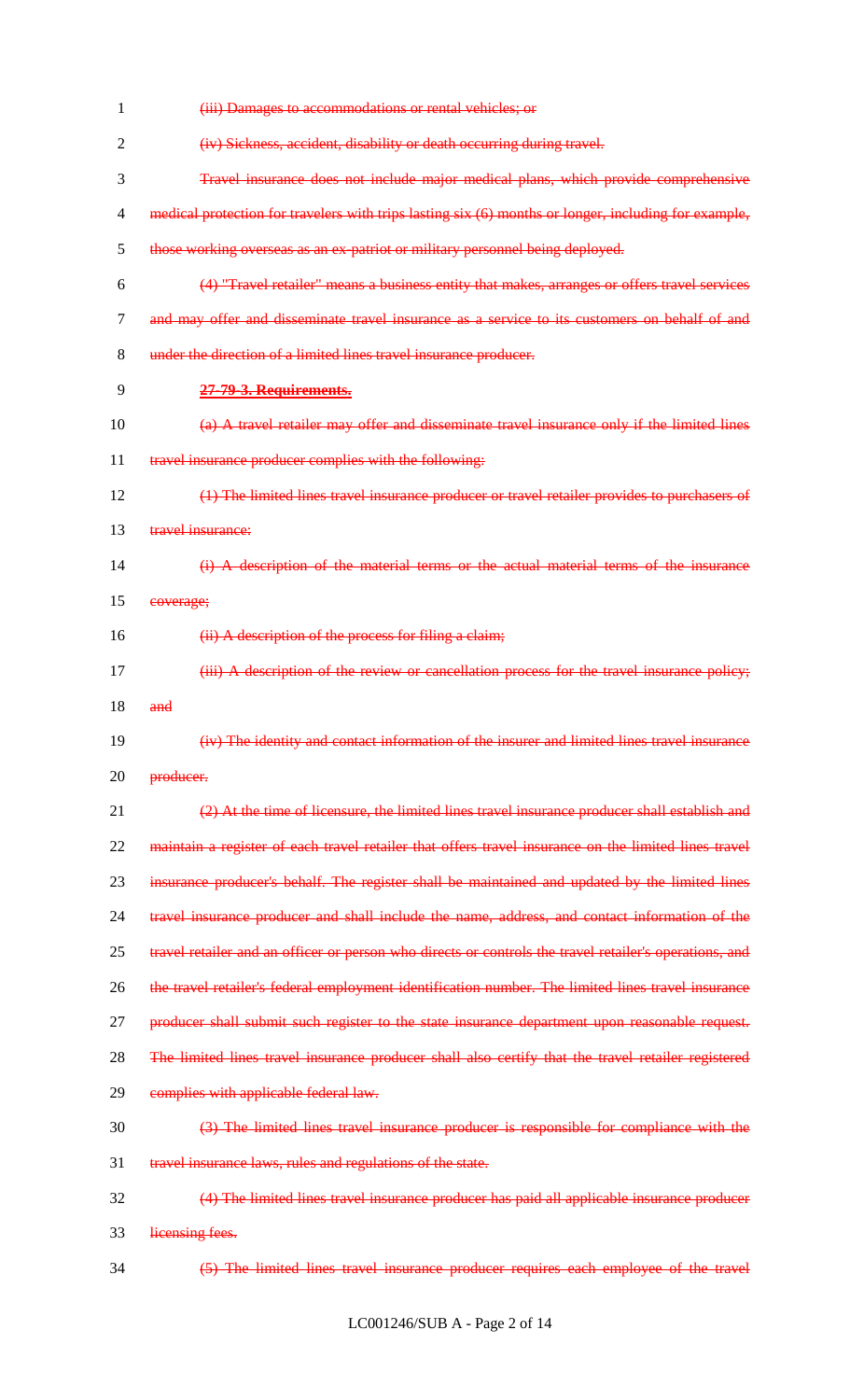(iii) Damages to accommodations or rental vehicles; or

(iv) Sickness, accident, disability or death occurring during travel.

Travel insurance does not include major medical plans, which provide comprehensive medical protection for travelers with trips lasting six (6) months or longer, including for example, those working overseas as an ex-patriot or military personnel being deployed.

(4) "Travel retailer" means a business entity that makes, arranges or offers travel services and may offer and disseminate travel insurance as a service to its customers on behalf of and under the direction of a limited lines travel insurance producer.

**27-79-3. Requirements.**

(a) A travel retailer may offer and disseminate travel insurance only if the limited lines travel insurance producer complies with the following:

(1) The limited lines travel insurance producer or travel retailer provides to purchasers of travel insurance:

(i) A description of the material terms or the actual material terms of the insurance coverage;

(ii) A description of the process for filing a claim;

(iii) A description of the review or cancellation process for the travel insurance policy; and

(iv) The identity and contact information of the insurer and limited lines travel insurance producer.

(2) At the time of licensure, the limited lines travel insurance producer shall establish and maintain a register of each travel retailer that offers travel insurance on the limited lines travel insurance producer's behalf. The register shall be maintained and updated by the limited lines travel insurance producer and shall include the name, address, and contact information of the travel retailer and an officer or person who directs or controls the travel retailer's operations, and the travel retailer's federal employment identification number. The limited lines travel insurance producer shall submit such register to the state insurance department upon reasonable request. The limited lines travel insurance producer shall also certify that the travel retailer registered complies with applicable federal law.

(3) The limited lines travel insurance producer is responsible for compliance with the travel insurance laws, rules and regulations of the state.

(4) The limited lines travel insurance producer has paid all applicable insurance producer licensing fees.

(5) The limited lines travel insurance producer requires each employee of the travel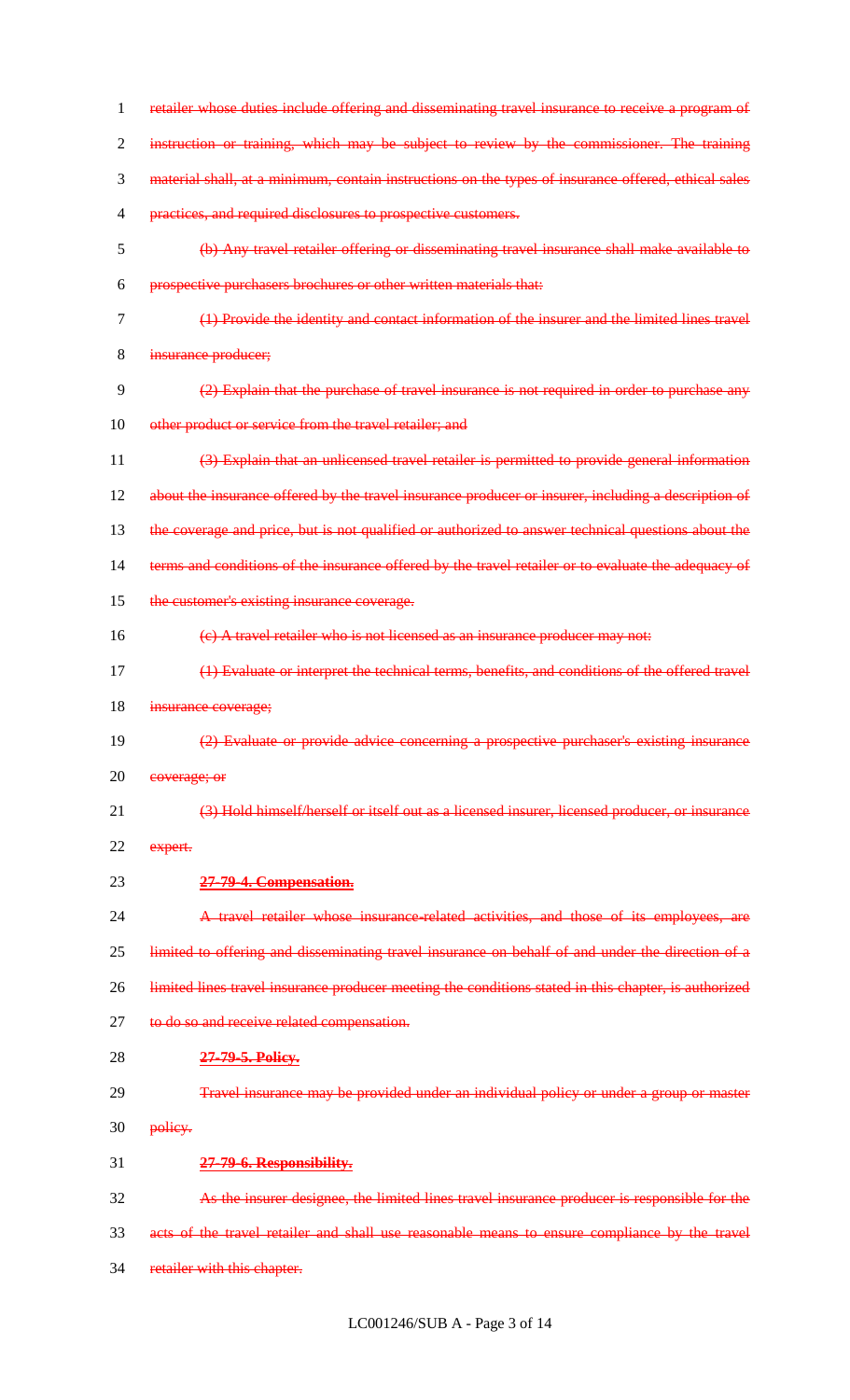~~retailer whose duties include offering and disseminating travel insurance to receive a program of instruction or training, which may be subject to review by the commissioner. The training material shall, at a minimum, contain instructions on the types of insurance offered, ethical sales practices, and required disclosures to prospective customers.~~

~~(b) Any travel retailer offering or disseminating travel insurance shall make available to prospective purchasers brochures or other written materials that:~~

~~(1) Provide the identity and contact information of the insurer and the limited lines travel insurance producer;~~

~~(2) Explain that the purchase of travel insurance is not required in order to purchase any other product or service from the travel retailer; and~~

~~(3) Explain that an unlicensed travel retailer is permitted to provide general information about the insurance offered by the travel insurance producer or insurer, including a description of the coverage and price, but is not qualified or authorized to answer technical questions about the terms and conditions of the insurance offered by the travel retailer or to evaluate the adequacy of the customer's existing insurance coverage.~~

~~(c) A travel retailer who is not licensed as an insurance producer may not:~~

~~(1) Evaluate or interpret the technical terms, benefits, and conditions of the offered travel insurance coverage;~~

~~(2) Evaluate or provide advice concerning a prospective purchaser's existing insurance coverage; or~~

~~(3) Hold himself/herself or itself out as a licensed insurer, licensed producer, or insurance expert.~~

~~**27-79-4. Compensation.**~~

~~A travel retailer whose insurance-related activities, and those of its employees, are limited to offering and disseminating travel insurance on behalf of and under the direction of a limited lines travel insurance producer meeting the conditions stated in this chapter, is authorized to do so and receive related compensation.~~

~~**27-79-5. Policy.**~~

~~Travel insurance may be provided under an individual policy or under a group or master policy.~~

~~**27-79-6. Responsibility.**~~

~~As the insurer designee, the limited lines travel insurance producer is responsible for the acts of the travel retailer and shall use reasonable means to ensure compliance by the travel retailer with this chapter.~~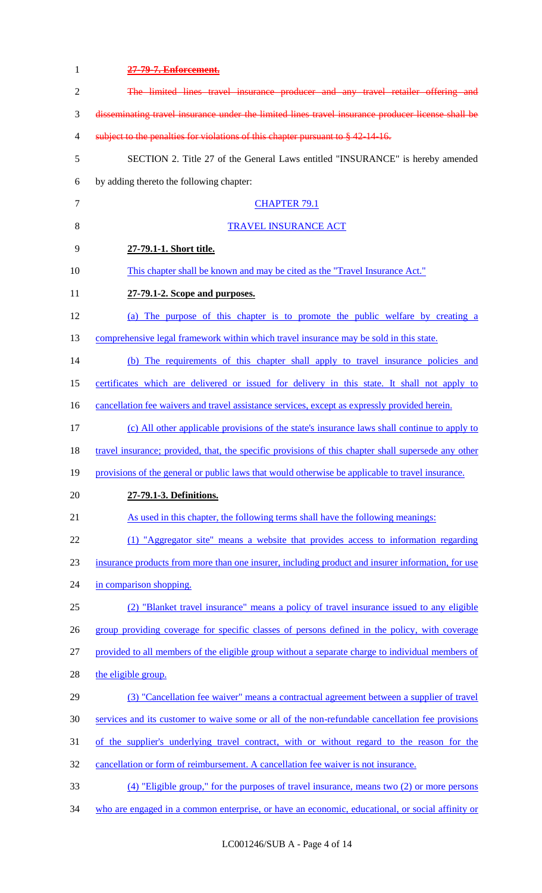~~**27-79-7. Enforcement.**~~

~~The limited lines travel insurance producer and any travel retailer offering and disseminating travel insurance under the limited lines travel insurance producer license shall be subject to the penalties for violations of this chapter pursuant to § 42-14-16.~~

SECTION 2. Title 27 of the General Laws entitled "INSURANCE" is hereby amended by adding thereto the following chapter:

CHAPTER 79.1

TRAVEL INSURANCE ACT

**27-79.1-1. Short title.**

This chapter shall be known and may be cited as the "Travel Insurance Act."

**27-79.1-2. Scope and purposes.**

(a) The purpose of this chapter is to promote the public welfare by creating a comprehensive legal framework within which travel insurance may be sold in this state.

(b) The requirements of this chapter shall apply to travel insurance policies and certificates which are delivered or issued for delivery in this state. It shall not apply to cancellation fee waivers and travel assistance services, except as expressly provided herein.

(c) All other applicable provisions of the state's insurance laws shall continue to apply to travel insurance; provided, that, the specific provisions of this chapter shall supersede any other provisions of the general or public laws that would otherwise be applicable to travel insurance.

**27-79.1-3. Definitions.**

As used in this chapter, the following terms shall have the following meanings:

(1) "Aggregator site" means a website that provides access to information regarding insurance products from more than one insurer, including product and insurer information, for use in comparison shopping.

(2) "Blanket travel insurance" means a policy of travel insurance issued to any eligible group providing coverage for specific classes of persons defined in the policy, with coverage provided to all members of the eligible group without a separate charge to individual members of the eligible group.

(3) "Cancellation fee waiver" means a contractual agreement between a supplier of travel services and its customer to waive some or all of the non-refundable cancellation fee provisions of the supplier's underlying travel contract, with or without regard to the reason for the cancellation or form of reimbursement. A cancellation fee waiver is not insurance.

(4) "Eligible group," for the purposes of travel insurance, means two (2) or more persons who are engaged in a common enterprise, or have an economic, educational, or social affinity or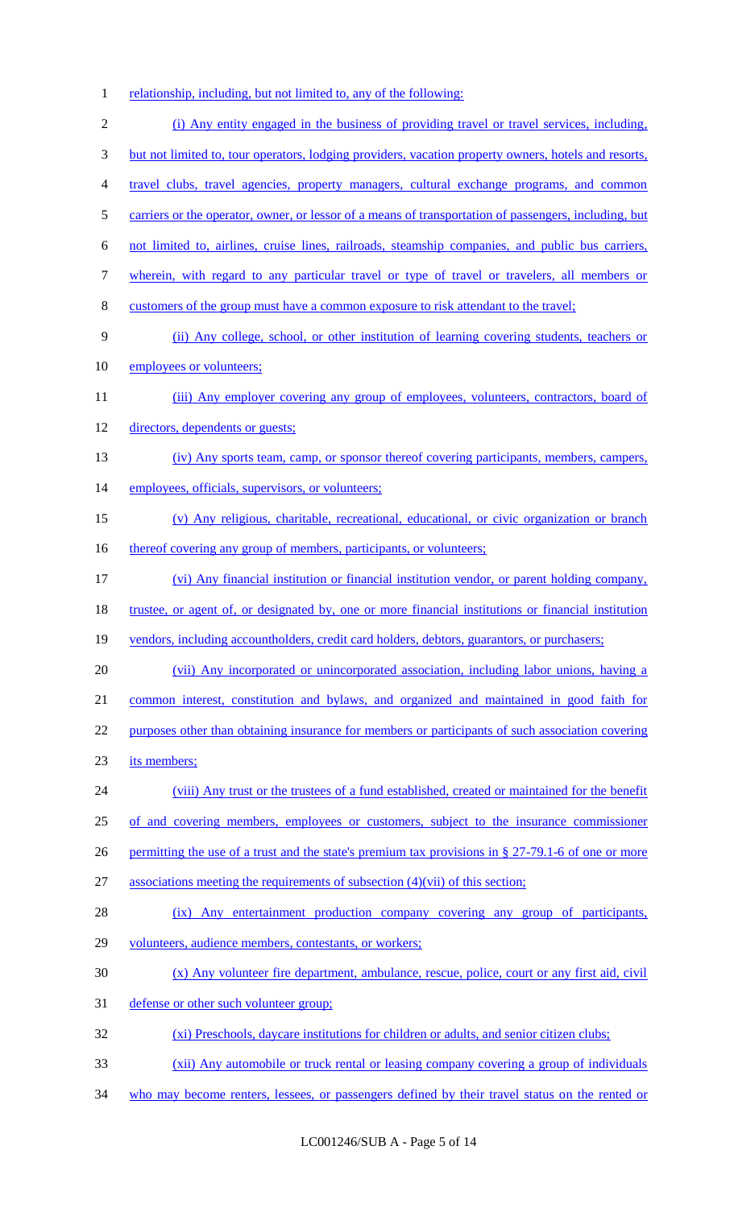relationship, including, but not limited to, any of the following:

(i) Any entity engaged in the business of providing travel or travel services, including, but not limited to, tour operators, lodging providers, vacation property owners, hotels and resorts, travel clubs, travel agencies, property managers, cultural exchange programs, and common carriers or the operator, owner, or lessor of a means of transportation of passengers, including, but not limited to, airlines, cruise lines, railroads, steamship companies, and public bus carriers, wherein, with regard to any particular travel or type of travel or travelers, all members or customers of the group must have a common exposure to risk attendant to the travel;

(ii) Any college, school, or other institution of learning covering students, teachers or employees or volunteers;

(iii) Any employer covering any group of employees, volunteers, contractors, board of directors, dependents or guests;

(iv) Any sports team, camp, or sponsor thereof covering participants, members, campers, employees, officials, supervisors, or volunteers;

(v) Any religious, charitable, recreational, educational, or civic organization or branch thereof covering any group of members, participants, or volunteers;

(vi) Any financial institution or financial institution vendor, or parent holding company, trustee, or agent of, or designated by, one or more financial institutions or financial institution vendors, including accountholders, credit card holders, debtors, guarantors, or purchasers;

(vii) Any incorporated or unincorporated association, including labor unions, having a common interest, constitution and bylaws, and organized and maintained in good faith for purposes other than obtaining insurance for members or participants of such association covering its members;

(viii) Any trust or the trustees of a fund established, created or maintained for the benefit of and covering members, employees or customers, subject to the insurance commissioner permitting the use of a trust and the state's premium tax provisions in § 27-79.1-6 of one or more associations meeting the requirements of subsection (4)(vii) of this section;

(ix) Any entertainment production company covering any group of participants, volunteers, audience members, contestants, or workers;

(x) Any volunteer fire department, ambulance, rescue, police, court or any first aid, civil defense or other such volunteer group;

(xi) Preschools, daycare institutions for children or adults, and senior citizen clubs;

(xii) Any automobile or truck rental or leasing company covering a group of individuals who may become renters, lessees, or passengers defined by their travel status on the rented or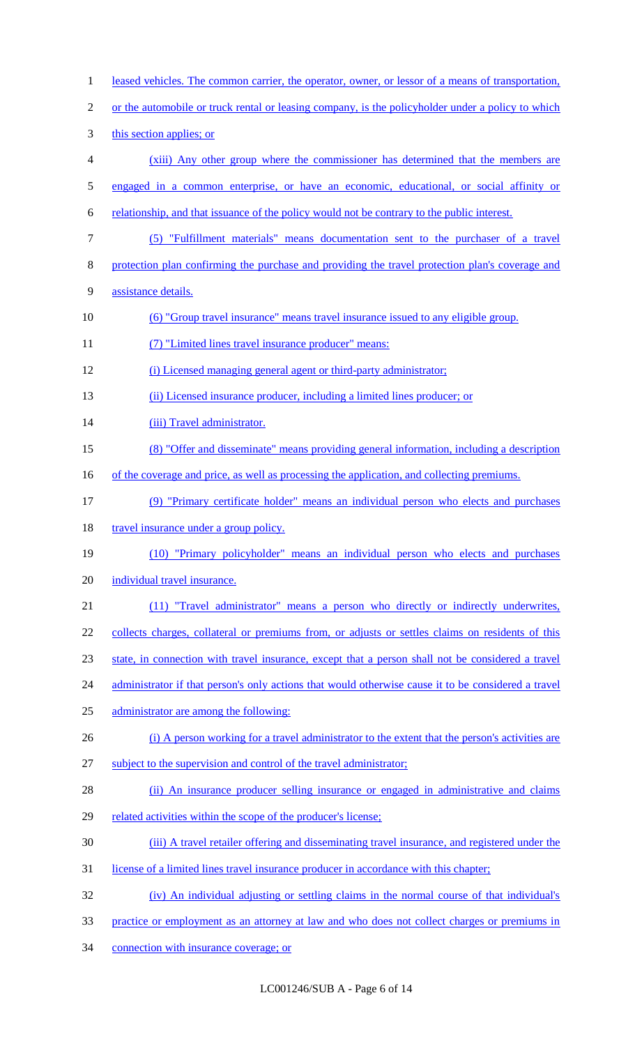leased vehicles. The common carrier, the operator, owner, or lessor of a means of transportation, or the automobile or truck rental or leasing company, is the policyholder under a policy to which this section applies; or

(xiii) Any other group where the commissioner has determined that the members are engaged in a common enterprise, or have an economic, educational, or social affinity or relationship, and that issuance of the policy would not be contrary to the public interest.

(5) "Fulfillment materials" means documentation sent to the purchaser of a travel protection plan confirming the purchase and providing the travel protection plan's coverage and assistance details.

(6) "Group travel insurance" means travel insurance issued to any eligible group.

(7) "Limited lines travel insurance producer" means:

(i) Licensed managing general agent or third-party administrator;

(ii) Licensed insurance producer, including a limited lines producer; or

(iii) Travel administrator.

(8) "Offer and disseminate" means providing general information, including a description of the coverage and price, as well as processing the application, and collecting premiums.

(9) "Primary certificate holder" means an individual person who elects and purchases travel insurance under a group policy.

(10) "Primary policyholder" means an individual person who elects and purchases individual travel insurance.

(11) "Travel administrator" means a person who directly or indirectly underwrites, collects charges, collateral or premiums from, or adjusts or settles claims on residents of this state, in connection with travel insurance, except that a person shall not be considered a travel administrator if that person's only actions that would otherwise cause it to be considered a travel administrator are among the following:

(i) A person working for a travel administrator to the extent that the person's activities are subject to the supervision and control of the travel administrator;

(ii) An insurance producer selling insurance or engaged in administrative and claims related activities within the scope of the producer's license;

(iii) A travel retailer offering and disseminating travel insurance, and registered under the license of a limited lines travel insurance producer in accordance with this chapter;

(iv) An individual adjusting or settling claims in the normal course of that individual's practice or employment as an attorney at law and who does not collect charges or premiums in connection with insurance coverage; or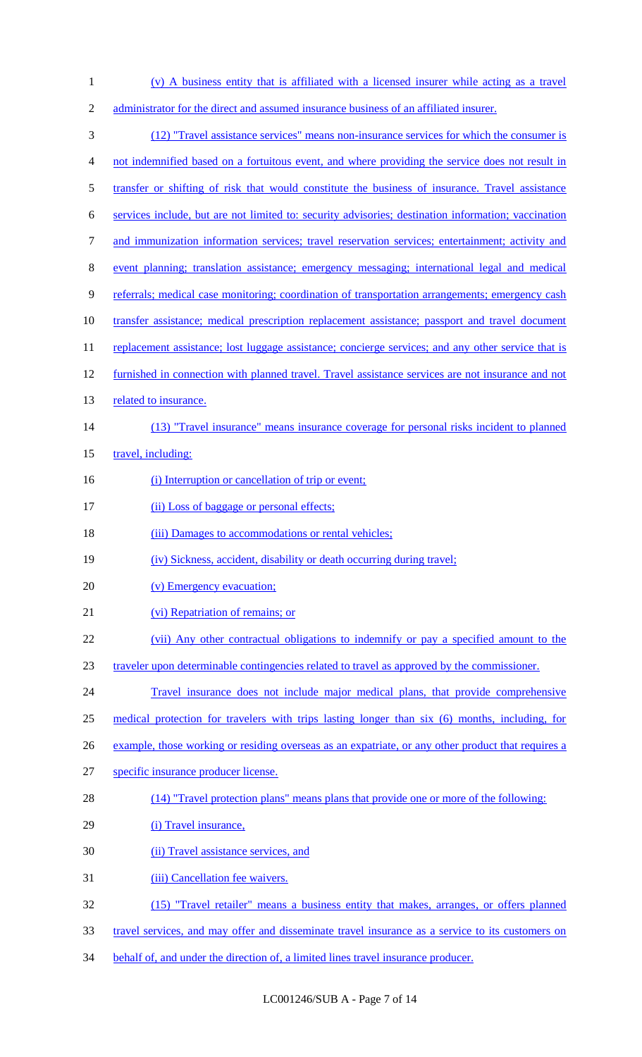(v) A business entity that is affiliated with a licensed insurer while acting as a travel administrator for the direct and assumed insurance business of an affiliated insurer.

(12) "Travel assistance services" means non-insurance services for which the consumer is not indemnified based on a fortuitous event, and where providing the service does not result in transfer or shifting of risk that would constitute the business of insurance. Travel assistance services include, but are not limited to: security advisories; destination information; vaccination and immunization information services; travel reservation services; entertainment; activity and event planning; translation assistance; emergency messaging; international legal and medical referrals; medical case monitoring; coordination of transportation arrangements; emergency cash transfer assistance; medical prescription replacement assistance; passport and travel document replacement assistance; lost luggage assistance; concierge services; and any other service that is furnished in connection with planned travel. Travel assistance services are not insurance and not related to insurance.

(13) "Travel insurance" means insurance coverage for personal risks incident to planned travel, including:

(i) Interruption or cancellation of trip or event;

(ii) Loss of baggage or personal effects;

(iii) Damages to accommodations or rental vehicles;

(iv) Sickness, accident, disability or death occurring during travel;

(v) Emergency evacuation;

(vi) Repatriation of remains; or

(vii) Any other contractual obligations to indemnify or pay a specified amount to the traveler upon determinable contingencies related to travel as approved by the commissioner.

Travel insurance does not include major medical plans, that provide comprehensive medical protection for travelers with trips lasting longer than six (6) months, including, for example, those working or residing overseas as an expatriate, or any other product that requires a specific insurance producer license.

(14) "Travel protection plans" means plans that provide one or more of the following:

(i) Travel insurance,

(ii) Travel assistance services, and

(iii) Cancellation fee waivers.

(15) "Travel retailer" means a business entity that makes, arranges, or offers planned travel services, and may offer and disseminate travel insurance as a service to its customers on behalf of, and under the direction of, a limited lines travel insurance producer.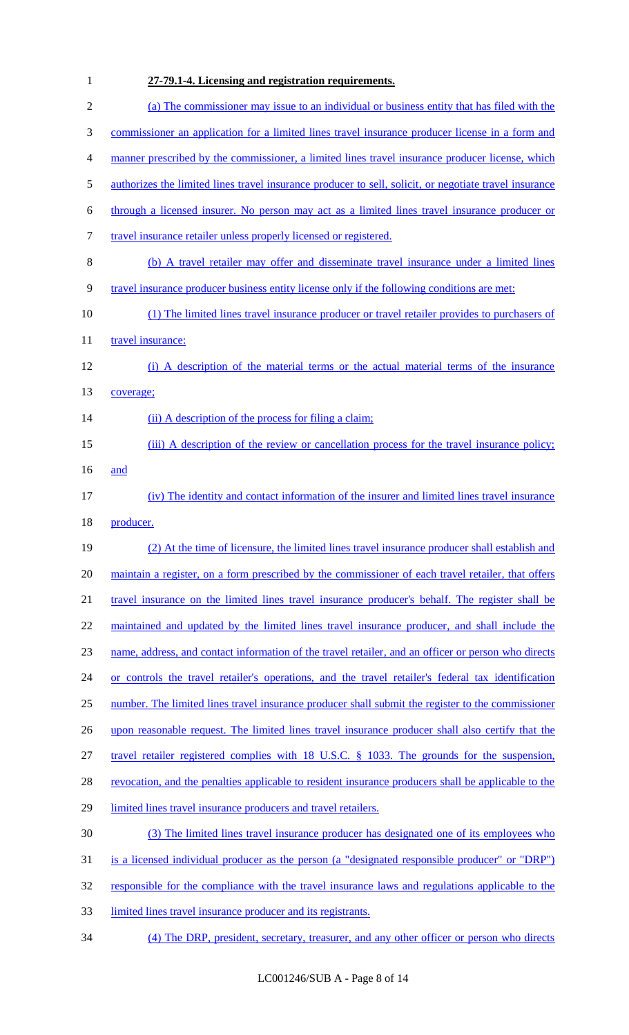**27-79.1-4. Licensing and registration requirements.**

(a) The commissioner may issue to an individual or business entity that has filed with the commissioner an application for a limited lines travel insurance producer license in a form and manner prescribed by the commissioner, a limited lines travel insurance producer license, which authorizes the limited lines travel insurance producer to sell, solicit, or negotiate travel insurance through a licensed insurer. No person may act as a limited lines travel insurance producer or travel insurance retailer unless properly licensed or registered.

(b) A travel retailer may offer and disseminate travel insurance under a limited lines travel insurance producer business entity license only if the following conditions are met:

(1) The limited lines travel insurance producer or travel retailer provides to purchasers of travel insurance:

(i) A description of the material terms or the actual material terms of the insurance coverage;

(ii) A description of the process for filing a claim;

(iii) A description of the review or cancellation process for the travel insurance policy; and

(iv) The identity and contact information of the insurer and limited lines travel insurance producer.

(2) At the time of licensure, the limited lines travel insurance producer shall establish and maintain a register, on a form prescribed by the commissioner of each travel retailer, that offers travel insurance on the limited lines travel insurance producer's behalf. The register shall be maintained and updated by the limited lines travel insurance producer, and shall include the name, address, and contact information of the travel retailer, and an officer or person who directs or controls the travel retailer's operations, and the travel retailer's federal tax identification number. The limited lines travel insurance producer shall submit the register to the commissioner upon reasonable request. The limited lines travel insurance producer shall also certify that the travel retailer registered complies with 18 U.S.C. § 1033. The grounds for the suspension, revocation, and the penalties applicable to resident insurance producers shall be applicable to the limited lines travel insurance producers and travel retailers.

(3) The limited lines travel insurance producer has designated one of its employees who is a licensed individual producer as the person (a "designated responsible producer" or "DRP") responsible for the compliance with the travel insurance laws and regulations applicable to the limited lines travel insurance producer and its registrants.

(4) The DRP, president, secretary, treasurer, and any other officer or person who directs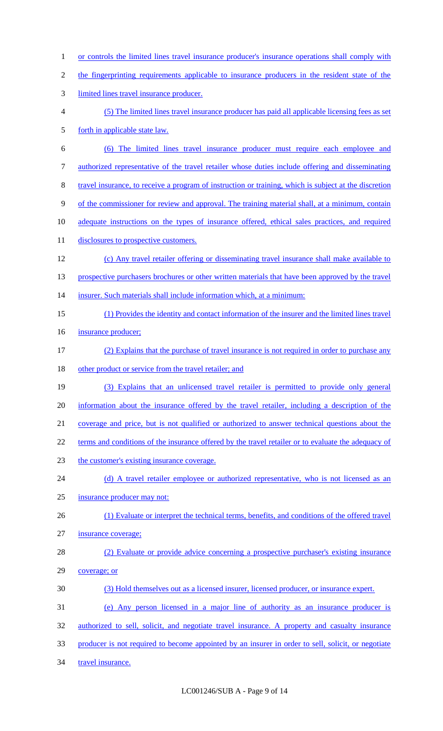or controls the limited lines travel insurance producer's insurance operations shall comply with the fingerprinting requirements applicable to insurance producers in the resident state of the limited lines travel insurance producer.

(5) The limited lines travel insurance producer has paid all applicable licensing fees as set forth in applicable state law.

(6) The limited lines travel insurance producer must require each employee and authorized representative of the travel retailer whose duties include offering and disseminating travel insurance, to receive a program of instruction or training, which is subject at the discretion of the commissioner for review and approval. The training material shall, at a minimum, contain adequate instructions on the types of insurance offered, ethical sales practices, and required disclosures to prospective customers.

(c) Any travel retailer offering or disseminating travel insurance shall make available to prospective purchasers brochures or other written materials that have been approved by the travel insurer. Such materials shall include information which, at a minimum:

(1) Provides the identity and contact information of the insurer and the limited lines travel insurance producer;

(2) Explains that the purchase of travel insurance is not required in order to purchase any other product or service from the travel retailer; and

(3) Explains that an unlicensed travel retailer is permitted to provide only general information about the insurance offered by the travel retailer, including a description of the coverage and price, but is not qualified or authorized to answer technical questions about the terms and conditions of the insurance offered by the travel retailer or to evaluate the adequacy of the customer's existing insurance coverage.

(d) A travel retailer employee or authorized representative, who is not licensed as an insurance producer may not:

(1) Evaluate or interpret the technical terms, benefits, and conditions of the offered travel insurance coverage;

(2) Evaluate or provide advice concerning a prospective purchaser's existing insurance coverage; or

(3) Hold themselves out as a licensed insurer, licensed producer, or insurance expert.

(e) Any person licensed in a major line of authority as an insurance producer is authorized to sell, solicit, and negotiate travel insurance. A property and casualty insurance producer is not required to become appointed by an insurer in order to sell, solicit, or negotiate travel insurance.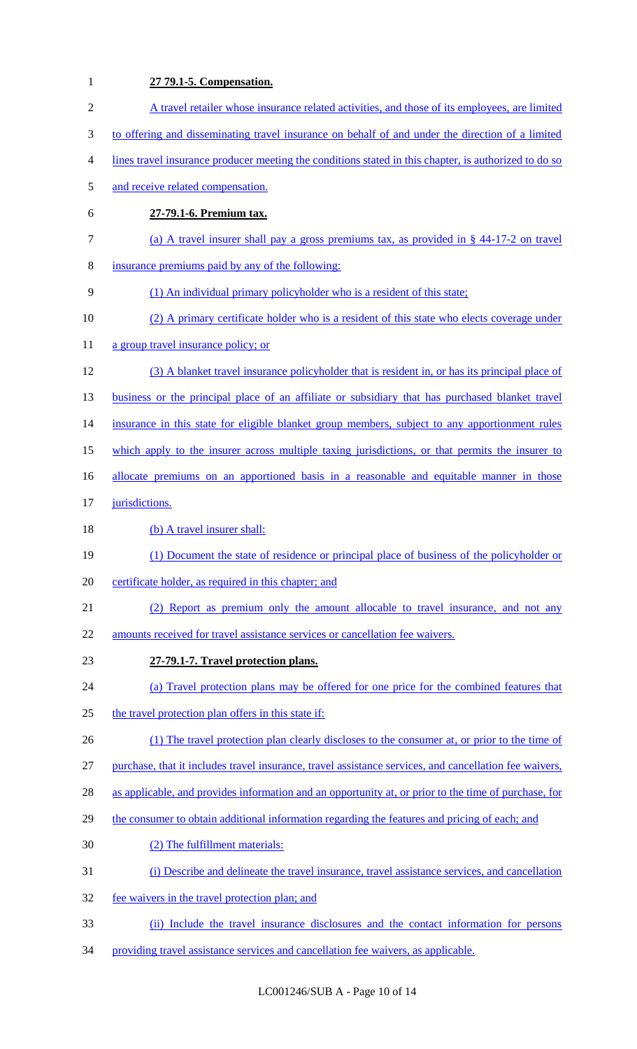**27 79.1-5. Compensation.**

A travel retailer whose insurance related activities, and those of its employees, are limited to offering and disseminating travel insurance on behalf of and under the direction of a limited lines travel insurance producer meeting the conditions stated in this chapter, is authorized to do so and receive related compensation.

**27-79.1-6. Premium tax.**

(a) A travel insurer shall pay a gross premiums tax, as provided in § 44-17-2 on travel insurance premiums paid by any of the following:

(1) An individual primary policyholder who is a resident of this state;

(2) A primary certificate holder who is a resident of this state who elects coverage under a group travel insurance policy; or

(3) A blanket travel insurance policyholder that is resident in, or has its principal place of business or the principal place of an affiliate or subsidiary that has purchased blanket travel insurance in this state for eligible blanket group members, subject to any apportionment rules which apply to the insurer across multiple taxing jurisdictions, or that permits the insurer to allocate premiums on an apportioned basis in a reasonable and equitable manner in those jurisdictions.

(b) A travel insurer shall:

(1) Document the state of residence or principal place of business of the policyholder or certificate holder, as required in this chapter; and

(2) Report as premium only the amount allocable to travel insurance, and not any amounts received for travel assistance services or cancellation fee waivers.

**27-79.1-7. Travel protection plans.**

(a) Travel protection plans may be offered for one price for the combined features that the travel protection plan offers in this state if:

(1) The travel protection plan clearly discloses to the consumer at, or prior to the time of purchase, that it includes travel insurance, travel assistance services, and cancellation fee waivers, as applicable, and provides information and an opportunity at, or prior to the time of purchase, for the consumer to obtain additional information regarding the features and pricing of each; and

(2) The fulfillment materials:

(i) Describe and delineate the travel insurance, travel assistance services, and cancellation fee waivers in the travel protection plan; and

(ii) Include the travel insurance disclosures and the contact information for persons providing travel assistance services and cancellation fee waivers, as applicable.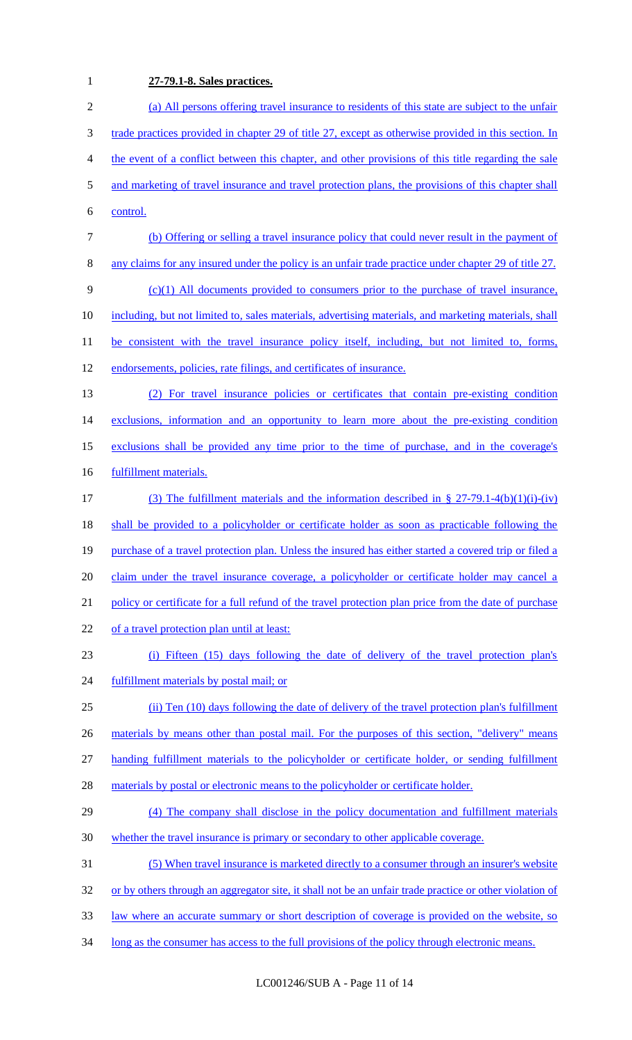**27-79.1-8. Sales practices.**

(a) All persons offering travel insurance to residents of this state are subject to the unfair trade practices provided in chapter 29 of title 27, except as otherwise provided in this section. In the event of a conflict between this chapter, and other provisions of this title regarding the sale and marketing of travel insurance and travel protection plans, the provisions of this chapter shall control.

(b) Offering or selling a travel insurance policy that could never result in the payment of any claims for any insured under the policy is an unfair trade practice under chapter 29 of title 27.

(c)(1) All documents provided to consumers prior to the purchase of travel insurance, including, but not limited to, sales materials, advertising materials, and marketing materials, shall be consistent with the travel insurance policy itself, including, but not limited to, forms, endorsements, policies, rate filings, and certificates of insurance.

(2) For travel insurance policies or certificates that contain pre-existing condition exclusions, information and an opportunity to learn more about the pre-existing condition exclusions shall be provided any time prior to the time of purchase, and in the coverage's fulfillment materials.

(3) The fulfillment materials and the information described in § 27-79.1-4(b)(1)(i)-(iv) shall be provided to a policyholder or certificate holder as soon as practicable following the purchase of a travel protection plan. Unless the insured has either started a covered trip or filed a claim under the travel insurance coverage, a policyholder or certificate holder may cancel a policy or certificate for a full refund of the travel protection plan price from the date of purchase of a travel protection plan until at least:

(i) Fifteen (15) days following the date of delivery of the travel protection plan's fulfillment materials by postal mail; or

(ii) Ten (10) days following the date of delivery of the travel protection plan's fulfillment materials by means other than postal mail. For the purposes of this section, "delivery" means handing fulfillment materials to the policyholder or certificate holder, or sending fulfillment materials by postal or electronic means to the policyholder or certificate holder.

(4) The company shall disclose in the policy documentation and fulfillment materials whether the travel insurance is primary or secondary to other applicable coverage.

(5) When travel insurance is marketed directly to a consumer through an insurer's website or by others through an aggregator site, it shall not be an unfair trade practice or other violation of law where an accurate summary or short description of coverage is provided on the website, so long as the consumer has access to the full provisions of the policy through electronic means.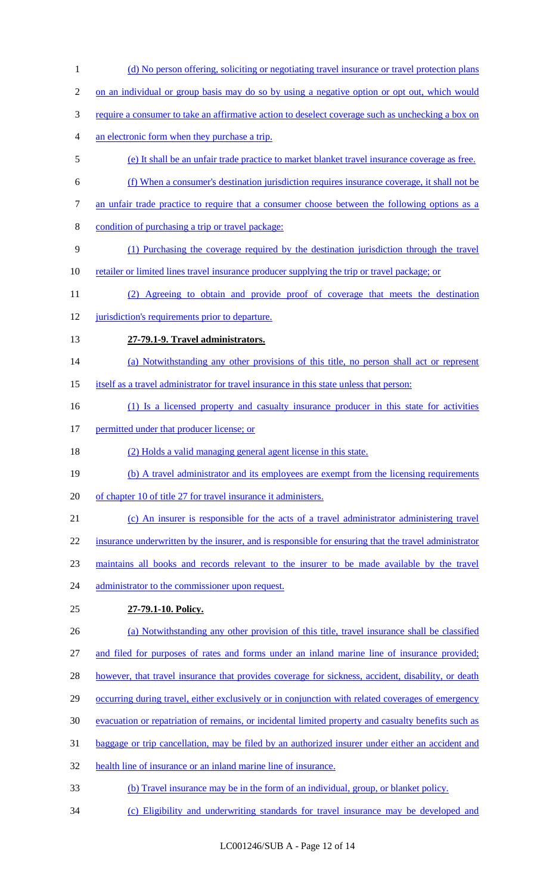(d) No person offering, soliciting or negotiating travel insurance or travel protection plans on an individual or group basis may do so by using a negative option or opt out, which would require a consumer to take an affirmative action to deselect coverage such as unchecking a box on an electronic form when they purchase a trip.

(e) It shall be an unfair trade practice to market blanket travel insurance coverage as free.

(f) When a consumer's destination jurisdiction requires insurance coverage, it shall not be an unfair trade practice to require that a consumer choose between the following options as a condition of purchasing a trip or travel package:

(1) Purchasing the coverage required by the destination jurisdiction through the travel retailer or limited lines travel insurance producer supplying the trip or travel package; or

(2) Agreeing to obtain and provide proof of coverage that meets the destination jurisdiction's requirements prior to departure.

**27-79.1-9. Travel administrators.**

(a) Notwithstanding any other provisions of this title, no person shall act or represent itself as a travel administrator for travel insurance in this state unless that person:

(1) Is a licensed property and casualty insurance producer in this state for activities permitted under that producer license; or

(2) Holds a valid managing general agent license in this state.

(b) A travel administrator and its employees are exempt from the licensing requirements of chapter 10 of title 27 for travel insurance it administers.

(c) An insurer is responsible for the acts of a travel administrator administering travel insurance underwritten by the insurer, and is responsible for ensuring that the travel administrator maintains all books and records relevant to the insurer to be made available by the travel administrator to the commissioner upon request.

**27-79.1-10. Policy.**

(a) Notwithstanding any other provision of this title, travel insurance shall be classified and filed for purposes of rates and forms under an inland marine line of insurance provided; however, that travel insurance that provides coverage for sickness, accident, disability, or death occurring during travel, either exclusively or in conjunction with related coverages of emergency evacuation or repatriation of remains, or incidental limited property and casualty benefits such as baggage or trip cancellation, may be filed by an authorized insurer under either an accident and health line of insurance or an inland marine line of insurance.

(b) Travel insurance may be in the form of an individual, group, or blanket policy.

(c) Eligibility and underwriting standards for travel insurance may be developed and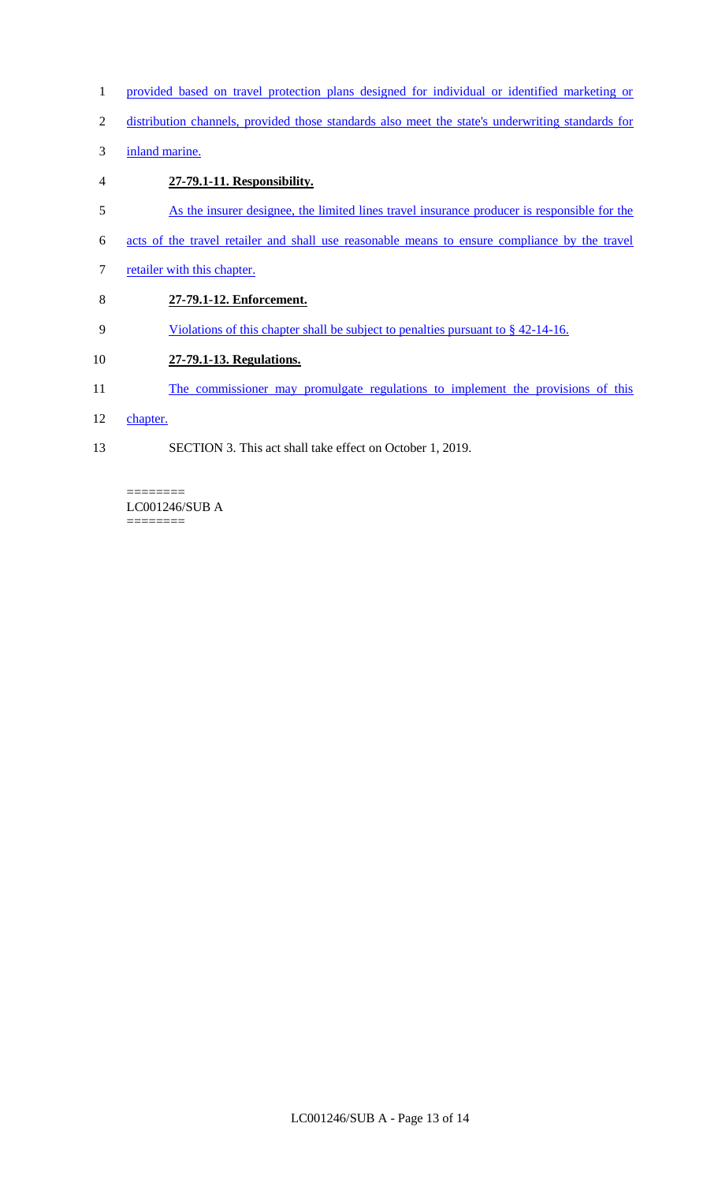provided based on travel protection plans designed for individual or identified marketing or distribution channels, provided those standards also meet the state's underwriting standards for inland marine.

**27-79.1-11. Responsibility.**

As the insurer designee, the limited lines travel insurance producer is responsible for the acts of the travel retailer and shall use reasonable means to ensure compliance by the travel retailer with this chapter.

**27-79.1-12. Enforcement.**

Violations of this chapter shall be subject to penalties pursuant to § 42-14-16.

**27-79.1-13. Regulations.**

The commissioner may promulgate regulations to implement the provisions of this chapter.

SECTION 3. This act shall take effect on October 1, 2019.

========
LC001246/SUB A
========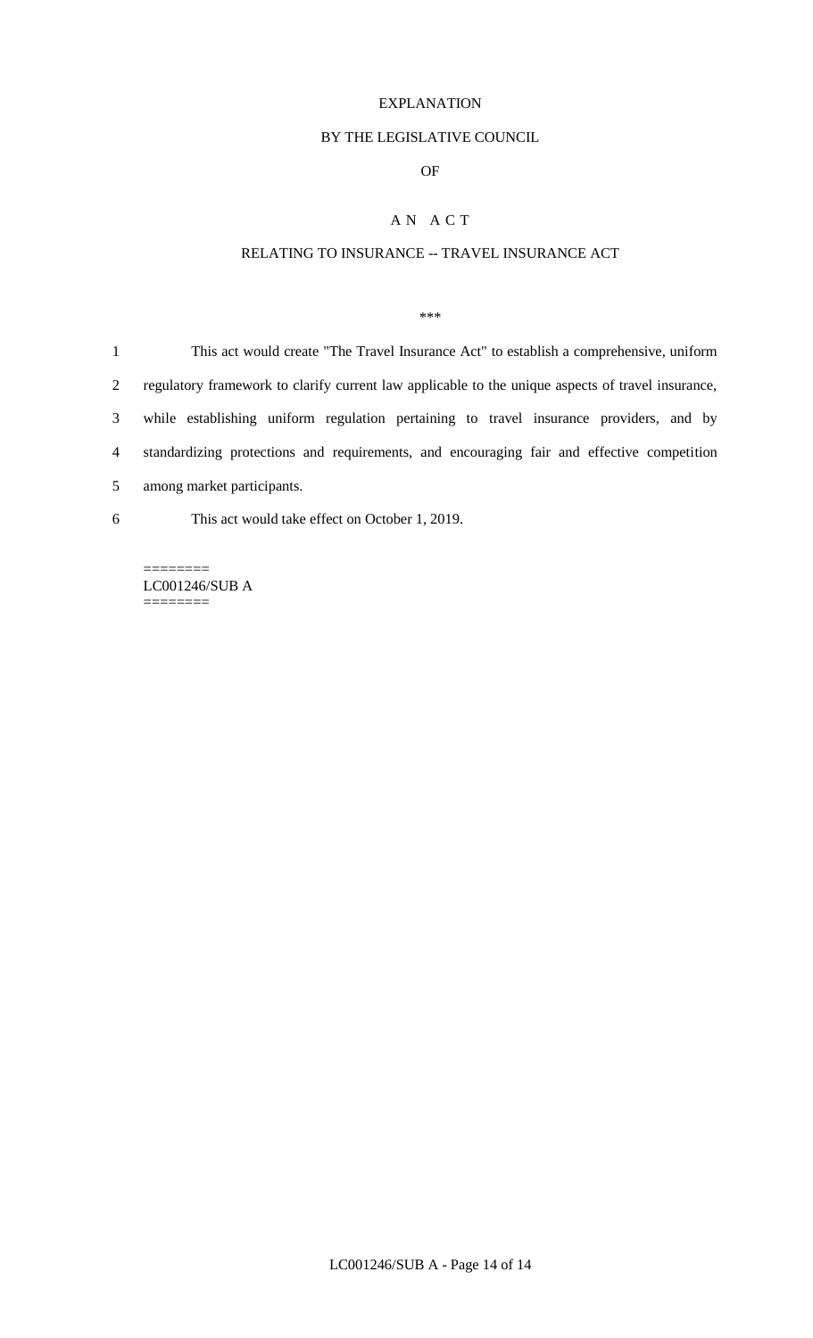EXPLANATION

BY THE LEGISLATIVE COUNCIL

OF

A N A C T

RELATING TO INSURANCE -- TRAVEL INSURANCE ACT

\*\*\*

This act would create "The Travel Insurance Act" to establish a comprehensive, uniform regulatory framework to clarify current law applicable to the unique aspects of travel insurance, while establishing uniform regulation pertaining to travel insurance providers, and by standardizing protections and requirements, and encouraging fair and effective competition among market participants.

This act would take effect on October 1, 2019.

========
LC001246/SUB A
========